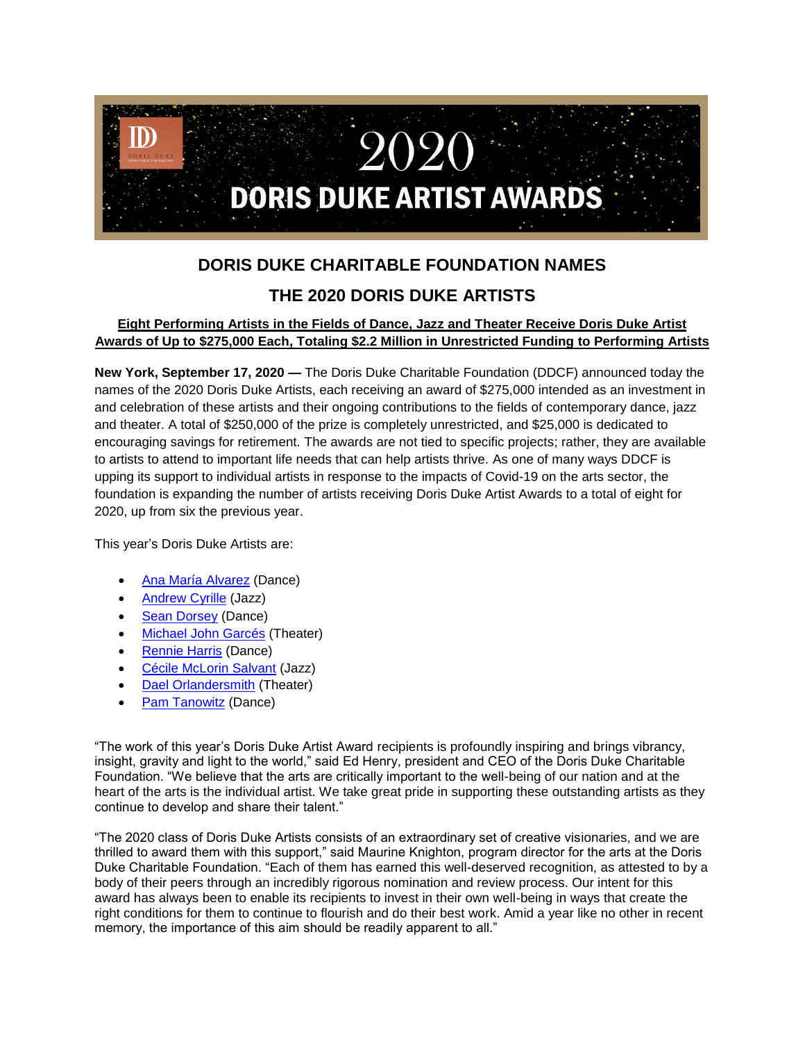2020

DORIS DUKE ARTIST AWARDS

# DORIS DUKE CHARITABLE FOUNDATION NAMES THE 2020 DORIS DUKE ARTISTS

**Eight Performing Artists in the Fields of Dance, Jazz and Theater Receive Doris Duke Artist Awards of Up to $275,000 Each, Totaling $2.2 Million in Unrestricted Funding to Performing Artists**

**New York, September 17, 2020 —** The Doris Duke Charitable Foundation (DDCF) announced today the names of the 2020 Doris Duke Artists, each receiving an award of $275,000 intended as an investment in and celebration of these artists and their ongoing contributions to the fields of contemporary dance, jazz and theater. A total of $250,000 of the prize is completely unrestricted, and $25,000 is dedicated to encouraging savings for retirement. The awards are not tied to specific projects; rather, they are available to artists to attend to important life needs that can help artists thrive. As one of many ways DDCF is upping its support to individual artists in response to the impacts of Covid-19 on the arts sector, the foundation is expanding the number of artists receiving Doris Duke Artist Awards to a total of eight for 2020, up from six the previous year.

This year's Doris Duke Artists are:

- Ana María Alvarez (Dance)
- Andrew Cyrille (Jazz)
- Sean Dorsey (Dance)
- Michael John Garcés (Theater)
- Rennie Harris (Dance)
- Cécile McLorin Salvant (Jazz)
- Dael Orlandersmith (Theater)
- Pam Tanowitz (Dance)

"The work of this year's Doris Duke Artist Award recipients is profoundly inspiring and brings vibrancy, insight, gravity and light to the world," said Ed Henry, president and CEO of the Doris Duke Charitable Foundation. "We believe that the arts are critically important to the well-being of our nation and at the heart of the arts is the individual artist. We take great pride in supporting these outstanding artists as they continue to develop and share their talent."

"The 2020 class of Doris Duke Artists consists of an extraordinary set of creative visionaries, and we are thrilled to award them with this support," said Maurine Knighton, program director for the arts at the Doris Duke Charitable Foundation. "Each of them has earned this well-deserved recognition, as attested to by a body of their peers through an incredibly rigorous nomination and review process. Our intent for this award has always been to enable its recipients to invest in their own well-being in ways that create the right conditions for them to continue to flourish and do their best work. Amid a year like no other in recent memory, the importance of this aim should be readily apparent to all."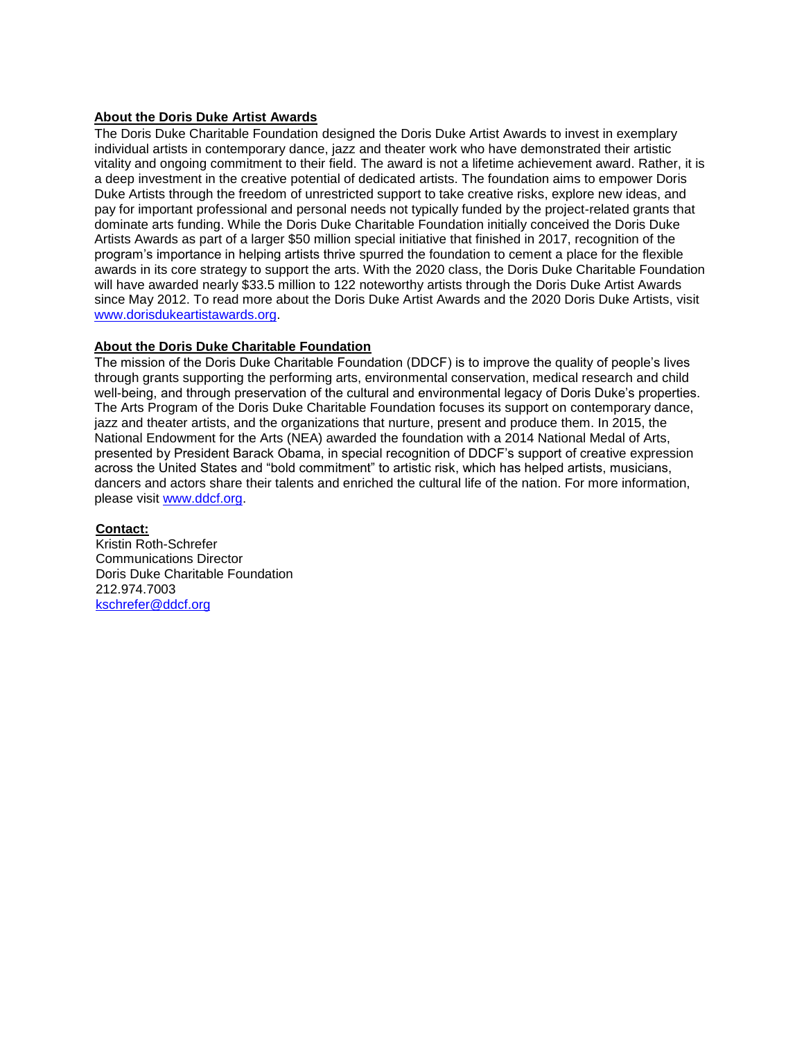**About the Doris Duke Artist Awards**

The Doris Duke Charitable Foundation designed the Doris Duke Artist Awards to invest in exemplary individual artists in contemporary dance, jazz and theater work who have demonstrated their artistic vitality and ongoing commitment to their field. The award is not a lifetime achievement award. Rather, it is a deep investment in the creative potential of dedicated artists. The foundation aims to empower Doris Duke Artists through the freedom of unrestricted support to take creative risks, explore new ideas, and pay for important professional and personal needs not typically funded by the project-related grants that dominate arts funding. While the Doris Duke Charitable Foundation initially conceived the Doris Duke Artists Awards as part of a larger $50 million special initiative that finished in 2017, recognition of the program's importance in helping artists thrive spurred the foundation to cement a place for the flexible awards in its core strategy to support the arts. With the 2020 class, the Doris Duke Charitable Foundation will have awarded nearly $33.5 million to 122 noteworthy artists through the Doris Duke Artist Awards since May 2012. To read more about the Doris Duke Artist Awards and the 2020 Doris Duke Artists, visit www.dorisdukeartistawards.org.

**About the Doris Duke Charitable Foundation**

The mission of the Doris Duke Charitable Foundation (DDCF) is to improve the quality of people's lives through grants supporting the performing arts, environmental conservation, medical research and child well-being, and through preservation of the cultural and environmental legacy of Doris Duke's properties. The Arts Program of the Doris Duke Charitable Foundation focuses its support on contemporary dance, jazz and theater artists, and the organizations that nurture, present and produce them. In 2015, the National Endowment for the Arts (NEA) awarded the foundation with a 2014 National Medal of Arts, presented by President Barack Obama, in special recognition of DDCF's support of creative expression across the United States and "bold commitment" to artistic risk, which has helped artists, musicians, dancers and actors share their talents and enriched the cultural life of the nation. For more information, please visit www.ddcf.org.

**Contact:**

Kristin Roth-Schrefer
Communications Director
Doris Duke Charitable Foundation
212.974.7003
kschrefer@ddcf.org